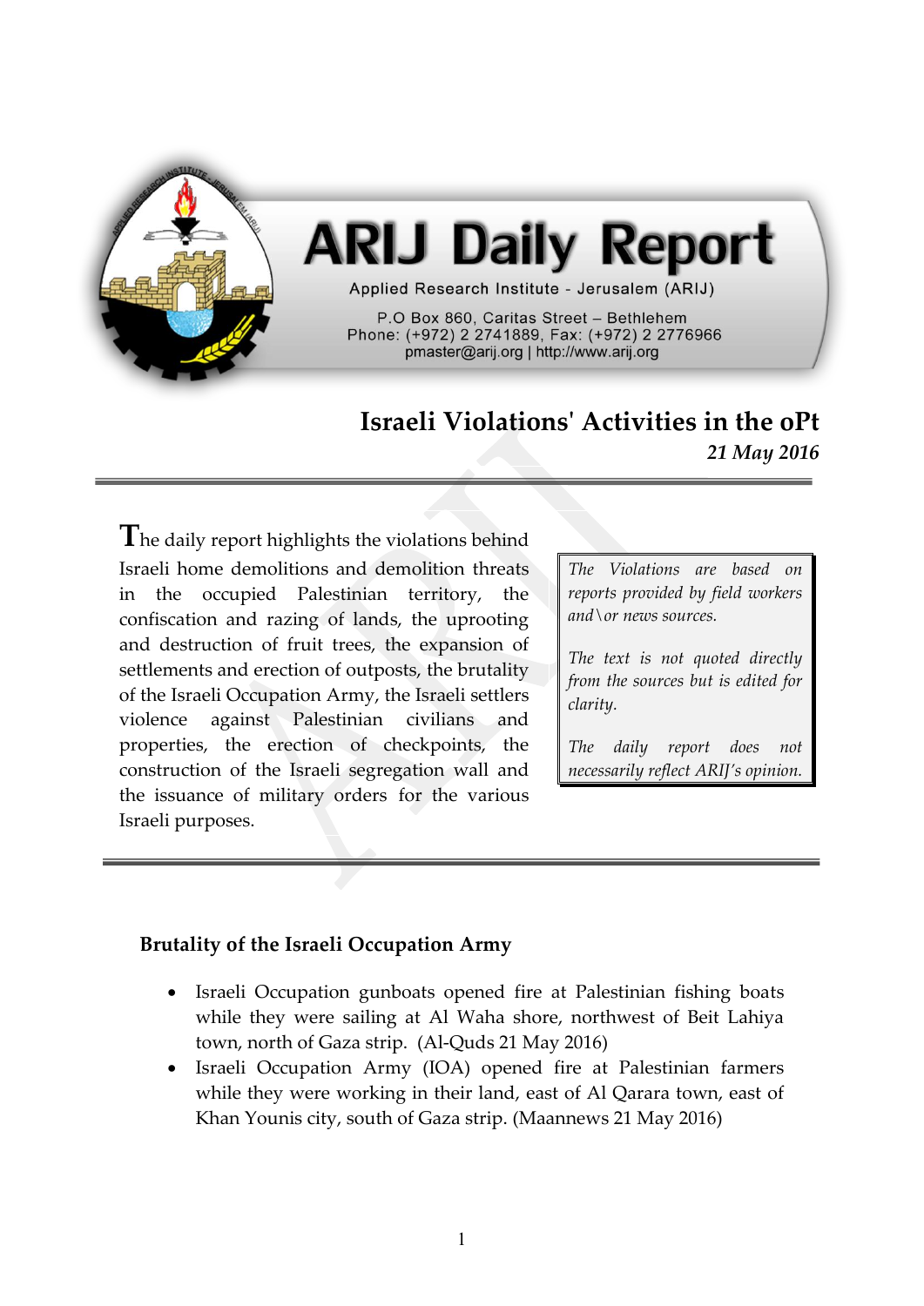# ARIJ Daily Report

Applied Research Institute - Jerusalem (ARIJ)

P.O Box 860, Caritas Street – Bethlehem
Phone: (+972) 2 2741889, Fax: (+972) 2 2776966
pmaster@arij.org | http://www.arij.org

## Israeli Violations' Activities in the oPt

*21 May 2016*

The daily report highlights the violations behind Israeli home demolitions and demolition threats in the occupied Palestinian territory, the confiscation and razing of lands, the uprooting and destruction of fruit trees, the expansion of settlements and erection of outposts, the brutality of the Israeli Occupation Army, the Israeli settlers violence against Palestinian civilians and properties, the erection of checkpoints, the construction of the Israeli segregation wall and the issuance of military orders for the various Israeli purposes.

*The Violations are based on reports provided by field workers and\or news sources.*

*The text is not quoted directly from the sources but is edited for clarity.*

*The daily report does not necessarily reflect ARIJ's opinion.*

### Brutality of the Israeli Occupation Army

- Israeli Occupation gunboats opened fire at Palestinian fishing boats while they were sailing at Al Waha shore, northwest of Beit Lahiya town, north of Gaza strip. (Al-Quds 21 May 2016)
- Israeli Occupation Army (IOA) opened fire at Palestinian farmers while they were working in their land, east of Al Qarara town, east of Khan Younis city, south of Gaza strip. (Maannews 21 May 2016)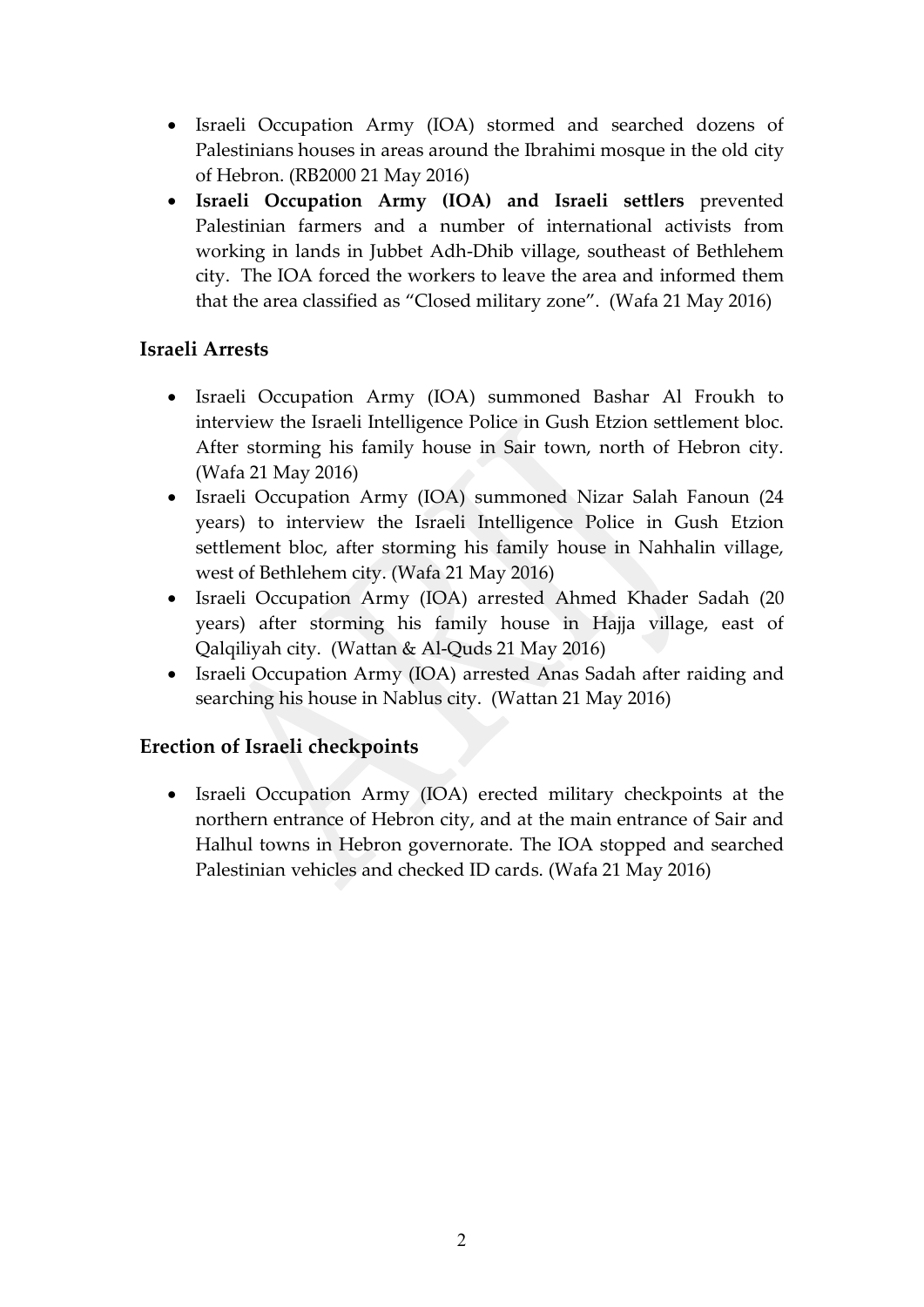- Israeli Occupation Army (IOA) stormed and searched dozens of Palestinians houses in areas around the Ibrahimi mosque in the old city of Hebron. (RB2000 21 May 2016)
- **Israeli Occupation Army (IOA) and Israeli settlers** prevented Palestinian farmers and a number of international activists from working in lands in Jubbet Adh-Dhib village, southeast of Bethlehem city. The IOA forced the workers to leave the area and informed them that the area classified as "Closed military zone". (Wafa 21 May 2016)

## Israeli Arrests

- Israeli Occupation Army (IOA) summoned Bashar Al Froukh to interview the Israeli Intelligence Police in Gush Etzion settlement bloc. After storming his family house in Sair town, north of Hebron city. (Wafa 21 May 2016)
- Israeli Occupation Army (IOA) summoned Nizar Salah Fanoun (24 years) to interview the Israeli Intelligence Police in Gush Etzion settlement bloc, after storming his family house in Nahhalin village, west of Bethlehem city. (Wafa 21 May 2016)
- Israeli Occupation Army (IOA) arrested Ahmed Khader Sadah (20 years) after storming his family house in Hajja village, east of Qalqiliyah city. (Wattan & Al-Quds 21 May 2016)
- Israeli Occupation Army (IOA) arrested Anas Sadah after raiding and searching his house in Nablus city. (Wattan 21 May 2016)

## Erection of Israeli checkpoints

- Israeli Occupation Army (IOA) erected military checkpoints at the northern entrance of Hebron city, and at the main entrance of Sair and Halhul towns in Hebron governorate. The IOA stopped and searched Palestinian vehicles and checked ID cards. (Wafa 21 May 2016)